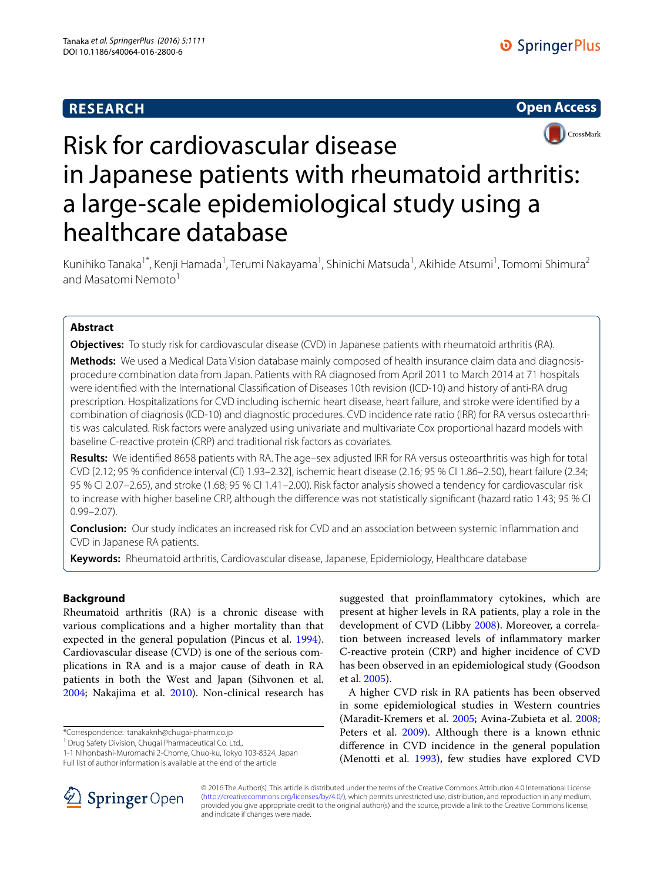RESEARCH

Open Access

# Risk for cardiovascular disease in Japanese patients with rheumatoid arthritis: a large-scale epidemiological study using a healthcare database

Kunihiko Tanaka[1*], Kenji Hamada[1], Terumi Nakayama[1], Shinichi Matsuda[1], Akihide Atsumi[1], Tomomi Shimura[2] and Masatomi Nemoto[1]

## Abstract

**Objectives:** To study risk for cardiovascular disease (CVD) in Japanese patients with rheumatoid arthritis (RA).

**Methods:** We used a Medical Data Vision database mainly composed of health insurance claim data and diagnosis-procedure combination data from Japan. Patients with RA diagnosed from April 2011 to March 2014 at 71 hospitals were identified with the International Classification of Diseases 10th revision (ICD-10) and history of anti-RA drug prescription. Hospitalizations for CVD including ischemic heart disease, heart failure, and stroke were identified by a combination of diagnosis (ICD-10) and diagnostic procedures. CVD incidence rate ratio (IRR) for RA versus osteoarthritis was calculated. Risk factors were analyzed using univariate and multivariate Cox proportional hazard models with baseline C-reactive protein (CRP) and traditional risk factors as covariates.

**Results:** We identified 8658 patients with RA. The age–sex adjusted IRR for RA versus osteoarthritis was high for total CVD [2.12; 95 % confidence interval (CI) 1.93–2.32], ischemic heart disease (2.16; 95 % CI 1.86–2.50), heart failure (2.34; 95 % CI 2.07–2.65), and stroke (1.68; 95 % CI 1.41–2.00). Risk factor analysis showed a tendency for cardiovascular risk to increase with higher baseline CRP, although the difference was not statistically significant (hazard ratio 1.43; 95 % CI 0.99–2.07).

**Conclusion:** Our study indicates an increased risk for CVD and an association between systemic inflammation and CVD in Japanese RA patients.

**Keywords:** Rheumatoid arthritis, Cardiovascular disease, Japanese, Epidemiology, Healthcare database

## Background

Rheumatoid arthritis (RA) is a chronic disease with various complications and a higher mortality than that expected in the general population (Pincus et al. 1994). Cardiovascular disease (CVD) is one of the serious complications in RA and is a major cause of death in RA patients in both the West and Japan (Sihvonen et al. 2004; Nakajima et al. 2010). Non-clinical research has suggested that proinflammatory cytokines, which are present at higher levels in RA patients, play a role in the development of CVD (Libby 2008). Moreover, a correlation between increased levels of inflammatory marker C-reactive protein (CRP) and higher incidence of CVD has been observed in an epidemiological study (Goodson et al. 2005).

A higher CVD risk in RA patients has been observed in some epidemiological studies in Western countries (Maradit-Kremers et al. 2005; Avina-Zubieta et al. 2008; Peters et al. 2009). Although there is a known ethnic difference in CVD incidence in the general population (Menotti et al. 1993), few studies have explored CVD

*Correspondence: tanakaknh@chugai-pharm.co.jp
[1] Drug Safety Division, Chugai Pharmaceutical Co. Ltd., 1-1 Nihonbashi-Muromachi 2-Chome, Chuo-ku, Tokyo 103-8324, Japan
Full list of author information is available at the end of the article

© 2016 The Author(s). This article is distributed under the terms of the Creative Commons Attribution 4.0 International License (http://creativecommons.org/licenses/by/4.0/), which permits unrestricted use, distribution, and reproduction in any medium, provided you give appropriate credit to the original author(s) and the source, provide a link to the Creative Commons license, and indicate if changes were made.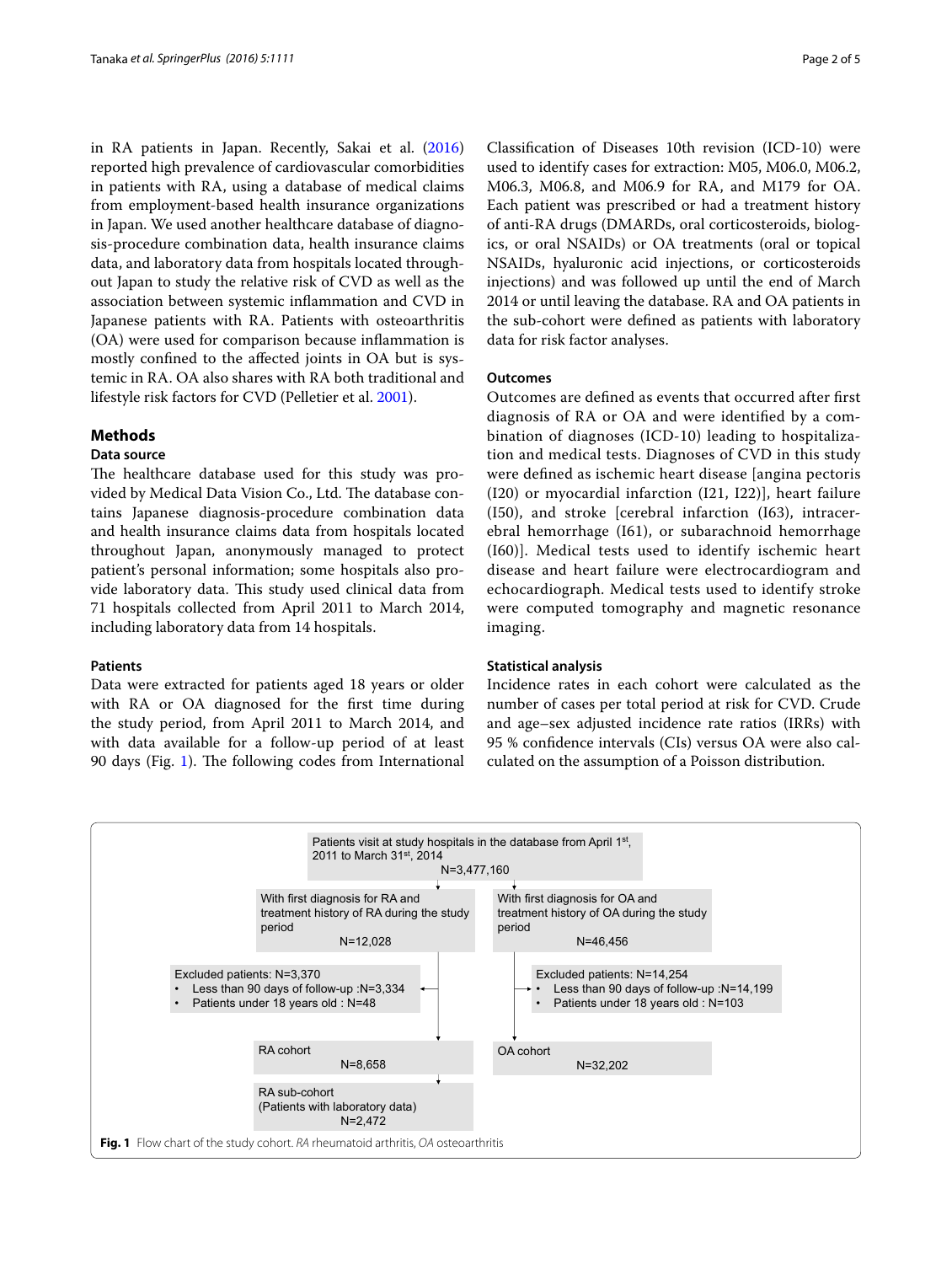in RA patients in Japan. Recently, Sakai et al. (2016) reported high prevalence of cardiovascular comorbidities in patients with RA, using a database of medical claims from employment-based health insurance organizations in Japan. We used another healthcare database of diagnosis-procedure combination data, health insurance claims data, and laboratory data from hospitals located throughout Japan to study the relative risk of CVD as well as the association between systemic inflammation and CVD in Japanese patients with RA. Patients with osteoarthritis (OA) were used for comparison because inflammation is mostly confined to the affected joints in OA but is systemic in RA. OA also shares with RA both traditional and lifestyle risk factors for CVD (Pelletier et al. 2001).

## Methods

### Data source

The healthcare database used for this study was provided by Medical Data Vision Co., Ltd. The database contains Japanese diagnosis-procedure combination data and health insurance claims data from hospitals located throughout Japan, anonymously managed to protect patient's personal information; some hospitals also provide laboratory data. This study used clinical data from 71 hospitals collected from April 2011 to March 2014, including laboratory data from 14 hospitals.

### Patients

Data were extracted for patients aged 18 years or older with RA or OA diagnosed for the first time during the study period, from April 2011 to March 2014, and with data available for a follow-up period of at least 90 days (Fig. 1). The following codes from International Classification of Diseases 10th revision (ICD-10) were used to identify cases for extraction: M05, M06.0, M06.2, M06.3, M06.8, and M06.9 for RA, and M179 for OA. Each patient was prescribed or had a treatment history of anti-RA drugs (DMARDs, oral corticosteroids, biologics, or oral NSAIDs) or OA treatments (oral or topical NSAIDs, hyaluronic acid injections, or corticosteroids injections) and was followed up until the end of March 2014 or until leaving the database. RA and OA patients in the sub-cohort were defined as patients with laboratory data for risk factor analyses.

### Outcomes

Outcomes are defined as events that occurred after first diagnosis of RA or OA and were identified by a combination of diagnoses (ICD-10) leading to hospitalization and medical tests. Diagnoses of CVD in this study were defined as ischemic heart disease [angina pectoris (I20) or myocardial infarction (I21, I22)], heart failure (I50), and stroke [cerebral infarction (I63), intracerebral hemorrhage (I61), or subarachnoid hemorrhage (I60)]. Medical tests used to identify ischemic heart disease and heart failure were electrocardiogram and echocardiograph. Medical tests used to identify stroke were computed tomography and magnetic resonance imaging.

### Statistical analysis

Incidence rates in each cohort were calculated as the number of cases per total period at risk for CVD. Crude and age–sex adjusted incidence rate ratios (IRRs) with 95 % confidence intervals (CIs) versus OA were also calculated on the assumption of a Poisson distribution.

Patients visit at study hospitals in the database from April 1st, 2011 to March 31st, 2014
N=3,477,160

- With first diagnosis for RA and treatment history of RA during the study period N=12,028
  - Excluded patients: N=3,370
    - Less than 90 days of follow-up :N=3,334
    - Patients under 18 years old : N=48
  - RA cohort N=8,658
  - RA sub-cohort (Patients with laboratory data) N=2,472
- With first diagnosis for OA and treatment history of OA during the study period N=46,456
  - Excluded patients: N=14,254
    - Less than 90 days of follow-up :N=14,199
    - Patients under 18 years old : N=103
  - OA cohort N=32,202

**Fig. 1** Flow chart of the study cohort. *RA* rheumatoid arthritis, *OA* osteoarthritis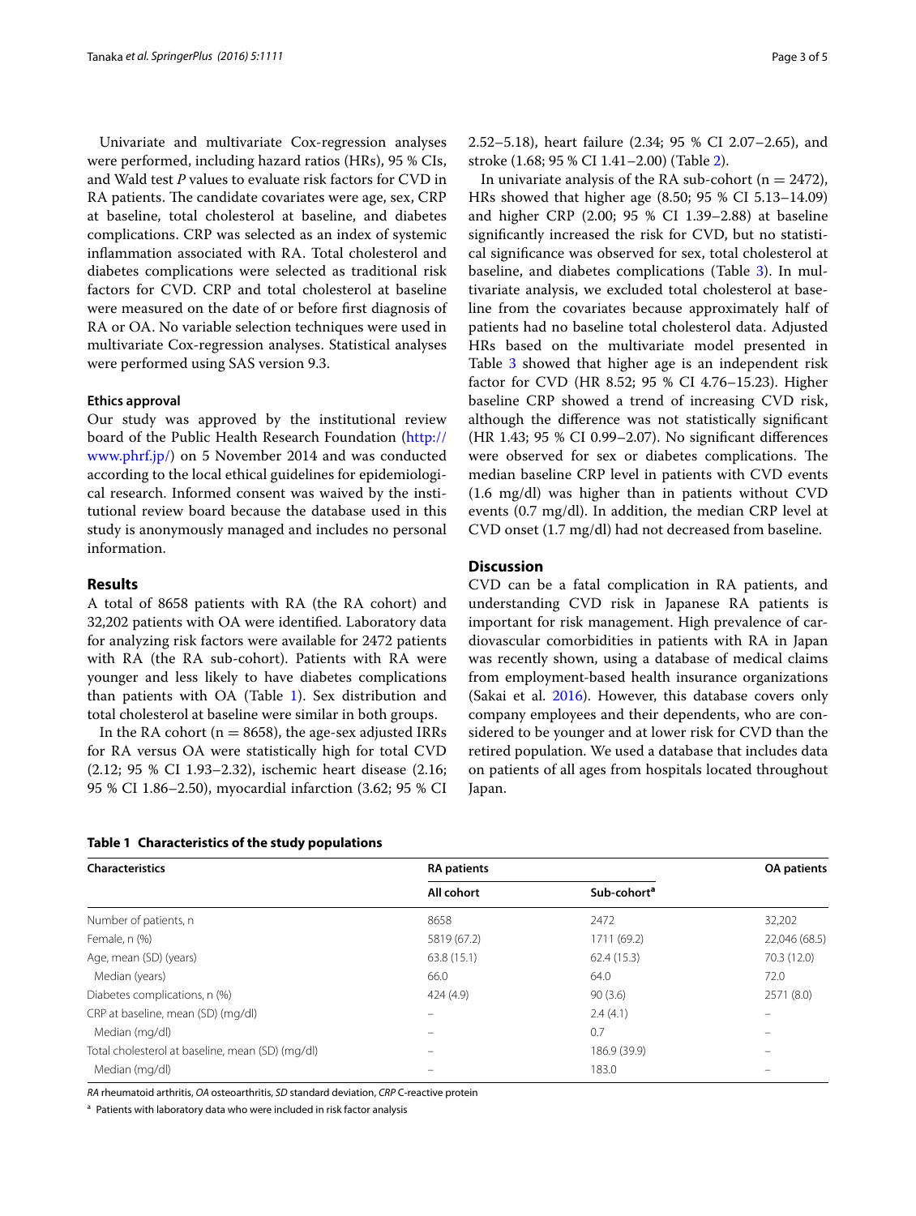Univariate and multivariate Cox-regression analyses were performed, including hazard ratios (HRs), 95 % CIs, and Wald test *P* values to evaluate risk factors for CVD in RA patients. The candidate covariates were age, sex, CRP at baseline, total cholesterol at baseline, and diabetes complications. CRP was selected as an index of systemic inflammation associated with RA. Total cholesterol and diabetes complications were selected as traditional risk factors for CVD. CRP and total cholesterol at baseline were measured on the date of or before first diagnosis of RA or OA. No variable selection techniques were used in multivariate Cox-regression analyses. Statistical analyses were performed using SAS version 9.3.

#### Ethics approval

Our study was approved by the institutional review board of the Public Health Research Foundation (http://www.phrf.jp/) on 5 November 2014 and was conducted according to the local ethical guidelines for epidemiological research. Informed consent was waived by the institutional review board because the database used in this study is anonymously managed and includes no personal information.

## Results

A total of 8658 patients with RA (the RA cohort) and 32,202 patients with OA were identified. Laboratory data for analyzing risk factors were available for 2472 patients with RA (the RA sub-cohort). Patients with RA were younger and less likely to have diabetes complications than patients with OA (Table 1). Sex distribution and total cholesterol at baseline were similar in both groups.

In the RA cohort ($n = 8658$), the age-sex adjusted IRRs for RA versus OA were statistically high for total CVD (2.12; 95 % CI 1.93–2.32), ischemic heart disease (2.16; 95 % CI 1.86–2.50), myocardial infarction (3.62; 95 % CI 2.52–5.18), heart failure (2.34; 95 % CI 2.07–2.65), and stroke (1.68; 95 % CI 1.41–2.00) (Table 2).

In univariate analysis of the RA sub-cohort ($n = 2472$), HRs showed that higher age (8.50; 95 % CI 5.13–14.09) and higher CRP (2.00; 95 % CI 1.39–2.88) at baseline significantly increased the risk for CVD, but no statistical significance was observed for sex, total cholesterol at baseline, and diabetes complications (Table 3). In multivariate analysis, we excluded total cholesterol at baseline from the covariates because approximately half of patients had no baseline total cholesterol data. Adjusted HRs based on the multivariate model presented in Table 3 showed that higher age is an independent risk factor for CVD (HR 8.52; 95 % CI 4.76–15.23). Higher baseline CRP showed a trend of increasing CVD risk, although the difference was not statistically significant (HR 1.43; 95 % CI 0.99–2.07). No significant differences were observed for sex or diabetes complications. The median baseline CRP level in patients with CVD events (1.6 mg/dl) was higher than in patients without CVD events (0.7 mg/dl). In addition, the median CRP level at CVD onset (1.7 mg/dl) had not decreased from baseline.

## Discussion

CVD can be a fatal complication in RA patients, and understanding CVD risk in Japanese RA patients is important for risk management. High prevalence of cardiovascular comorbidities in patients with RA in Japan was recently shown, using a database of medical claims from employment-based health insurance organizations (Sakai et al. 2016). However, this database covers only company employees and their dependents, who are considered to be younger and at lower risk for CVD than the retired population. We used a database that includes data on patients of all ages from hospitals located throughout Japan.

**Table 1 Characteristics of the study populations**

| Characteristics | RA patients | | OA patients |
|---|---|---|---|
| | All cohort | Sub-cohort[a] | |
| Number of patients, n | 8658 | 2472 | 32,202 |
| Female, n (%) | 5819 (67.2) | 1711 (69.2) | 22,046 (68.5) |
| Age, mean (SD) (years) | 63.8 (15.1) | 62.4 (15.3) | 70.3 (12.0) |
| Median (years) | 66.0 | 64.0 | 72.0 |
| Diabetes complications, n (%) | 424 (4.9) | 90 (3.6) | 2571 (8.0) |
| CRP at baseline, mean (SD) (mg/dl) | – | 2.4 (4.1) | – |
| Median (mg/dl) | – | 0.7 | – |
| Total cholesterol at baseline, mean (SD) (mg/dl) | – | 186.9 (39.9) | – |
| Median (mg/dl) | – | 183.0 | – |

*RA* rheumatoid arthritis, *OA* osteoarthritis, *SD* standard deviation, *CRP* C-reactive protein

[a] Patients with laboratory data who were included in risk factor analysis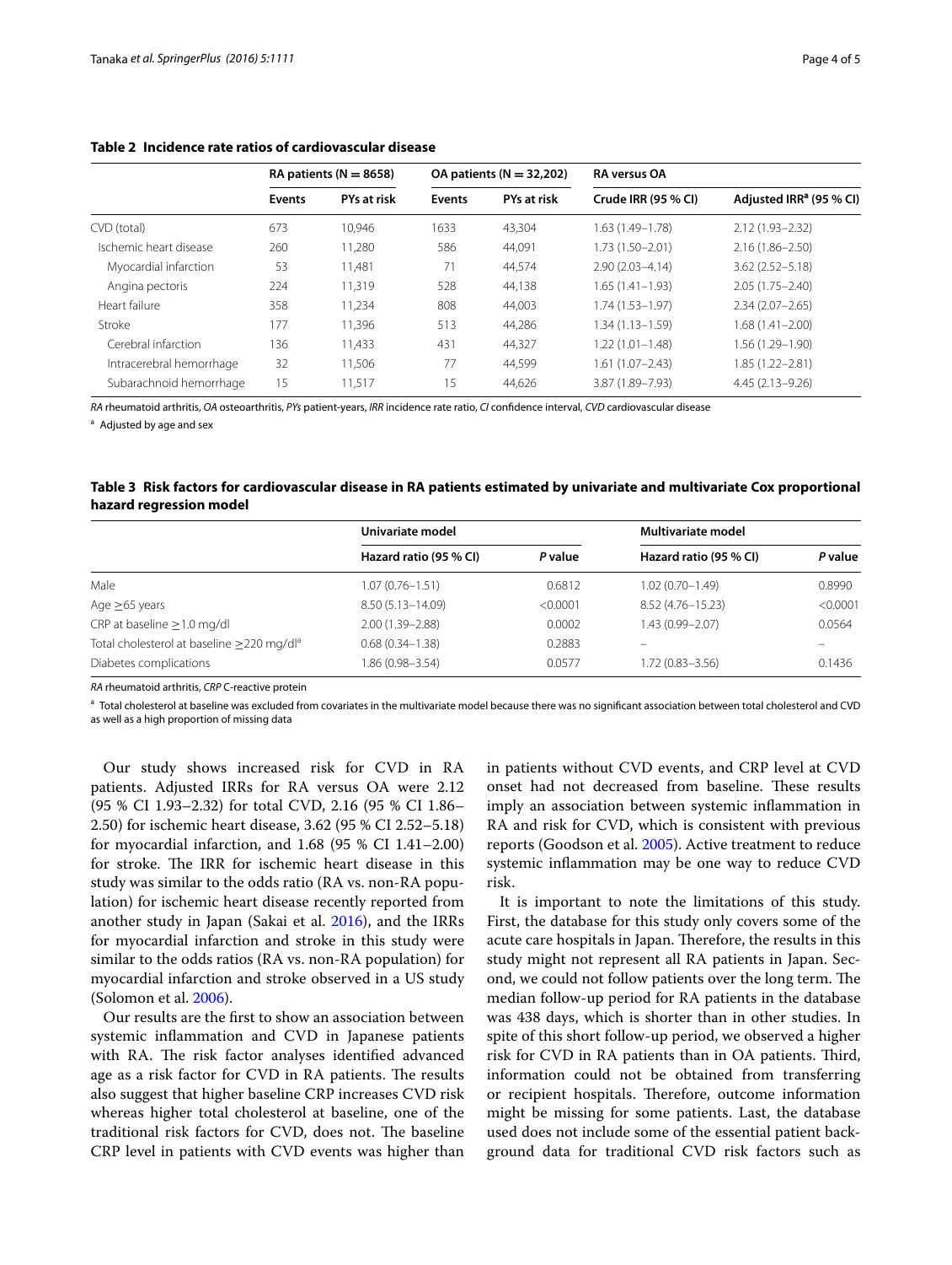**Table 2 Incidence rate ratios of cardiovascular disease**

| | RA patients (N = 8658) | | OA patients (N = 32,202) | | RA versus OA | |
|---|---|---|---|---|---|---|
| | Events | PYs at risk | Events | PYs at risk | Crude IRR (95 % CI) | Adjusted IRR[a] (95 % CI) |
| CVD (total) | 673 | 10,946 | 1633 | 43,304 | 1.63 (1.49–1.78) | 2.12 (1.93–2.32) |
| Ischemic heart disease | 260 | 11,280 | 586 | 44,091 | 1.73 (1.50–2.01) | 2.16 (1.86–2.50) |
| Myocardial infarction | 53 | 11,481 | 71 | 44,574 | 2.90 (2.03–4.14) | 3.62 (2.52–5.18) |
| Angina pectoris | 224 | 11,319 | 528 | 44,138 | 1.65 (1.41–1.93) | 2.05 (1.75–2.40) |
| Heart failure | 358 | 11,234 | 808 | 44,003 | 1.74 (1.53–1.97) | 2.34 (2.07–2.65) |
| Stroke | 177 | 11,396 | 513 | 44,286 | 1.34 (1.13–1.59) | 1.68 (1.41–2.00) |
| Cerebral infarction | 136 | 11,433 | 431 | 44,327 | 1.22 (1.01–1.48) | 1.56 (1.29–1.90) |
| Intracerebral hemorrhage | 32 | 11,506 | 77 | 44,599 | 1.61 (1.07–2.43) | 1.85 (1.22–2.81) |
| Subarachnoid hemorrhage | 15 | 11,517 | 15 | 44,626 | 3.87 (1.89–7.93) | 4.45 (2.13–9.26) |

*RA* rheumatoid arthritis, *OA* osteoarthritis, *PYs* patient-years, *IRR* incidence rate ratio, *CI* confidence interval, *CVD* cardiovascular disease

[a] Adjusted by age and sex

**Table 3 Risk factors for cardiovascular disease in RA patients estimated by univariate and multivariate Cox proportional hazard regression model**

| | Univariate model | | Multivariate model | |
|---|---|---|---|---|
| | Hazard ratio (95 % CI) | *P* value | Hazard ratio (95 % CI) | *P* value |
| Male | 1.07 (0.76–1.51) | 0.6812 | 1.02 (0.70–1.49) | 0.8990 |
| Age ≥65 years | 8.50 (5.13–14.09) | <0.0001 | 8.52 (4.76–15.23) | <0.0001 |
| CRP at baseline ≥1.0 mg/dl | 2.00 (1.39–2.88) | 0.0002 | 1.43 (0.99–2.07) | 0.0564 |
| Total cholesterol at baseline ≥220 mg/dl[a] | 0.68 (0.34–1.38) | 0.2883 | – | – |
| Diabetes complications | 1.86 (0.98–3.54) | 0.0577 | 1.72 (0.83–3.56) | 0.1436 |

*RA* rheumatoid arthritis, *CRP* C-reactive protein

[a] Total cholesterol at baseline was excluded from covariates in the multivariate model because there was no significant association between total cholesterol and CVD as well as a high proportion of missing data

Our study shows increased risk for CVD in RA patients. Adjusted IRRs for RA versus OA were 2.12 (95 % CI 1.93–2.32) for total CVD, 2.16 (95 % CI 1.86–2.50) for ischemic heart disease, 3.62 (95 % CI 2.52–5.18) for myocardial infarction, and 1.68 (95 % CI 1.41–2.00) for stroke. The IRR for ischemic heart disease in this study was similar to the odds ratio (RA vs. non-RA population) for ischemic heart disease recently reported from another study in Japan (Sakai et al. 2016), and the IRRs for myocardial infarction and stroke in this study were similar to the odds ratios (RA vs. non-RA population) for myocardial infarction and stroke observed in a US study (Solomon et al. 2006).

Our results are the first to show an association between systemic inflammation and CVD in Japanese patients with RA. The risk factor analyses identified advanced age as a risk factor for CVD in RA patients. The results also suggest that higher baseline CRP increases CVD risk whereas higher total cholesterol at baseline, one of the traditional risk factors for CVD, does not. The baseline CRP level in patients with CVD events was higher than in patients without CVD events, and CRP level at CVD onset had not decreased from baseline. These results imply an association between systemic inflammation in RA and risk for CVD, which is consistent with previous reports (Goodson et al. 2005). Active treatment to reduce systemic inflammation may be one way to reduce CVD risk.

It is important to note the limitations of this study. First, the database for this study only covers some of the acute care hospitals in Japan. Therefore, the results in this study might not represent all RA patients in Japan. Second, we could not follow patients over the long term. The median follow-up period for RA patients in the database was 438 days, which is shorter than in other studies. In spite of this short follow-up period, we observed a higher risk for CVD in RA patients than in OA patients. Third, information could not be obtained from transferring or recipient hospitals. Therefore, outcome information might be missing for some patients. Last, the database used does not include some of the essential patient background data for traditional CVD risk factors such as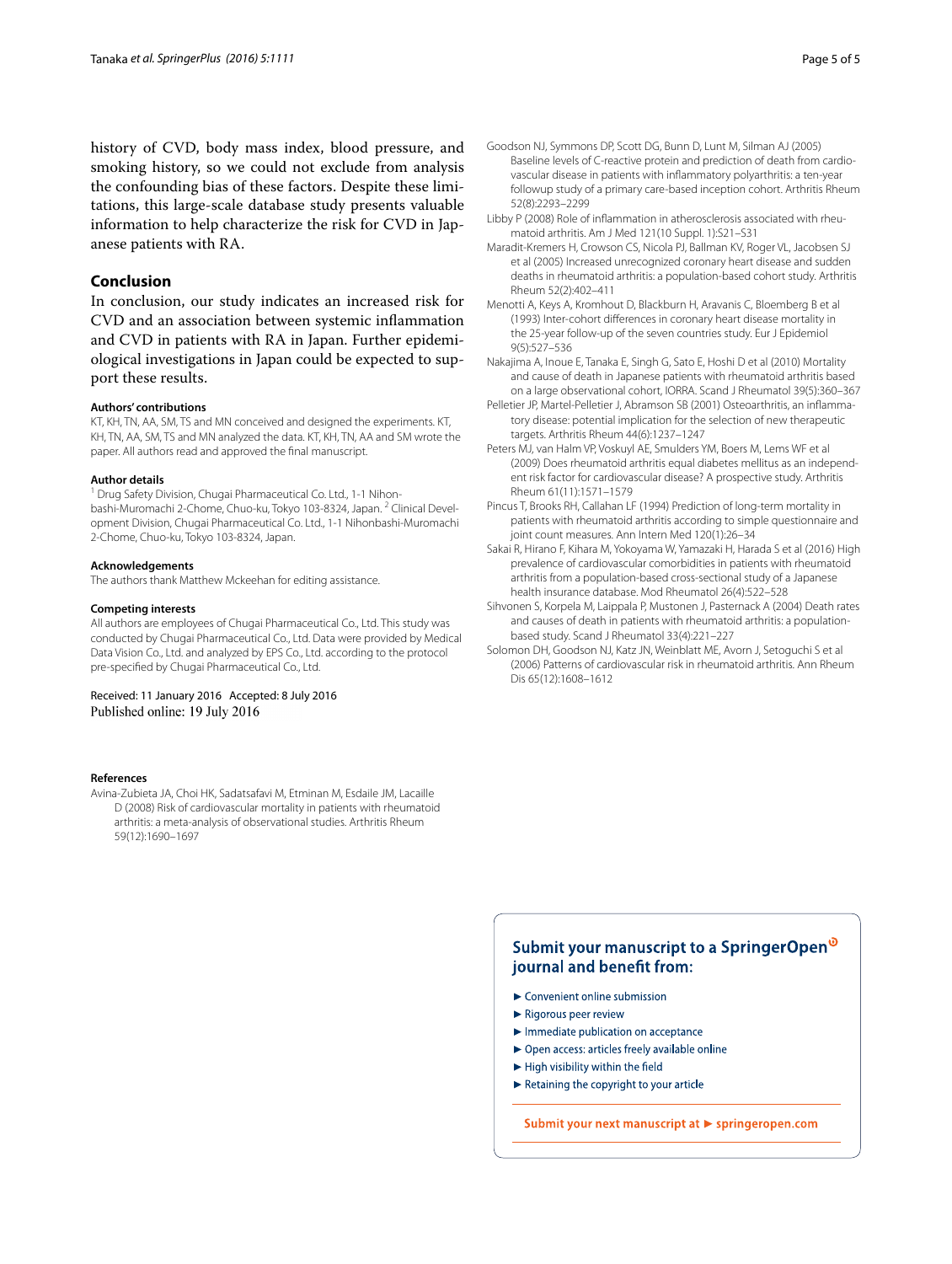history of CVD, body mass index, blood pressure, and smoking history, so we could not exclude from analysis the confounding bias of these factors. Despite these limitations, this large-scale database study presents valuable information to help characterize the risk for CVD in Japanese patients with RA.

## Conclusion

In conclusion, our study indicates an increased risk for CVD and an association between systemic inflammation and CVD in patients with RA in Japan. Further epidemiological investigations in Japan could be expected to support these results.

### Authors' contributions

KT, KH, TN, AA, SM, TS and MN conceived and designed the experiments. KT, KH, TN, AA, SM, TS and MN analyzed the data. KT, KH, TN, AA and SM wrote the paper. All authors read and approved the final manuscript.

### Author details

[1] Drug Safety Division, Chugai Pharmaceutical Co. Ltd., 1-1 Nihonbashi-Muromachi 2-Chome, Chuo-ku, Tokyo 103-8324, Japan. [2] Clinical Development Division, Chugai Pharmaceutical Co. Ltd., 1-1 Nihonbashi-Muromachi 2-Chome, Chuo-ku, Tokyo 103-8324, Japan.

### Acknowledgements

The authors thank Matthew Mckeehan for editing assistance.

### Competing interests

All authors are employees of Chugai Pharmaceutical Co., Ltd. This study was conducted by Chugai Pharmaceutical Co., Ltd. Data were provided by Medical Data Vision Co., Ltd. and analyzed by EPS Co., Ltd. according to the protocol pre-specified by Chugai Pharmaceutical Co., Ltd.

Received: 11 January 2016 Accepted: 8 July 2016
Published online: 19 July 2016

### References

Avina-Zubieta JA, Choi HK, Sadatsafavi M, Etminan M, Esdaile JM, Lacaille D (2008) Risk of cardiovascular mortality in patients with rheumatoid arthritis: a meta-analysis of observational studies. Arthritis Rheum 59(12):1690–1697

Goodson NJ, Symmons DP, Scott DG, Bunn D, Lunt M, Silman AJ (2005) Baseline levels of C-reactive protein and prediction of death from cardiovascular disease in patients with inflammatory polyarthritis: a ten-year followup study of a primary care-based inception cohort. Arthritis Rheum 52(8):2293–2299

Libby P (2008) Role of inflammation in atherosclerosis associated with rheumatoid arthritis. Am J Med 121(10 Suppl. 1):S21–S31

Maradit-Kremers H, Crowson CS, Nicola PJ, Ballman KV, Roger VL, Jacobsen SJ et al (2005) Increased unrecognized coronary heart disease and sudden deaths in rheumatoid arthritis: a population-based cohort study. Arthritis Rheum 52(2):402–411

Menotti A, Keys A, Kromhout D, Blackburn H, Aravanis C, Bloemberg B et al (1993) Inter-cohort differences in coronary heart disease mortality in the 25-year follow-up of the seven countries study. Eur J Epidemiol 9(5):527–536

Nakajima A, Inoue E, Tanaka E, Singh G, Sato E, Hoshi D et al (2010) Mortality and cause of death in Japanese patients with rheumatoid arthritis based on a large observational cohort, IORRA. Scand J Rheumatol 39(5):360–367

Pelletier JP, Martel-Pelletier J, Abramson SB (2001) Osteoarthritis, an inflammatory disease: potential implication for the selection of new therapeutic targets. Arthritis Rheum 44(6):1237–1247

Peters MJ, van Halm VP, Voskuyl AE, Smulders YM, Boers M, Lems WF et al (2009) Does rheumatoid arthritis equal diabetes mellitus as an independent risk factor for cardiovascular disease? A prospective study. Arthritis Rheum 61(11):1571–1579

Pincus T, Brooks RH, Callahan LF (1994) Prediction of long-term mortality in patients with rheumatoid arthritis according to simple questionnaire and joint count measures. Ann Intern Med 120(1):26–34

Sakai R, Hirano F, Kihara M, Yokoyama W, Yamazaki H, Harada S et al (2016) High prevalence of cardiovascular comorbidities in patients with rheumatoid arthritis from a population-based cross-sectional study of a Japanese health insurance database. Mod Rheumatol 26(4):522–528

Sihvonen S, Korpela M, Laippala P, Mustonen J, Pasternack A (2004) Death rates and causes of death in patients with rheumatoid arthritis: a population-based study. Scand J Rheumatol 33(4):221–227

Solomon DH, Goodson NJ, Katz JN, Weinblatt ME, Avorn J, Setoguchi S et al (2006) Patterns of cardiovascular risk in rheumatoid arthritis. Ann Rheum Dis 65(12):1608–1612

**Submit your manuscript to a SpringerOpen journal and benefit from:**

- ► Convenient online submission
- ► Rigorous peer review
- ► Immediate publication on acceptance
- ► Open access: articles freely available online
- ► High visibility within the field
- ► Retaining the copyright to your article

**Submit your next manuscript at ► springeropen.com**